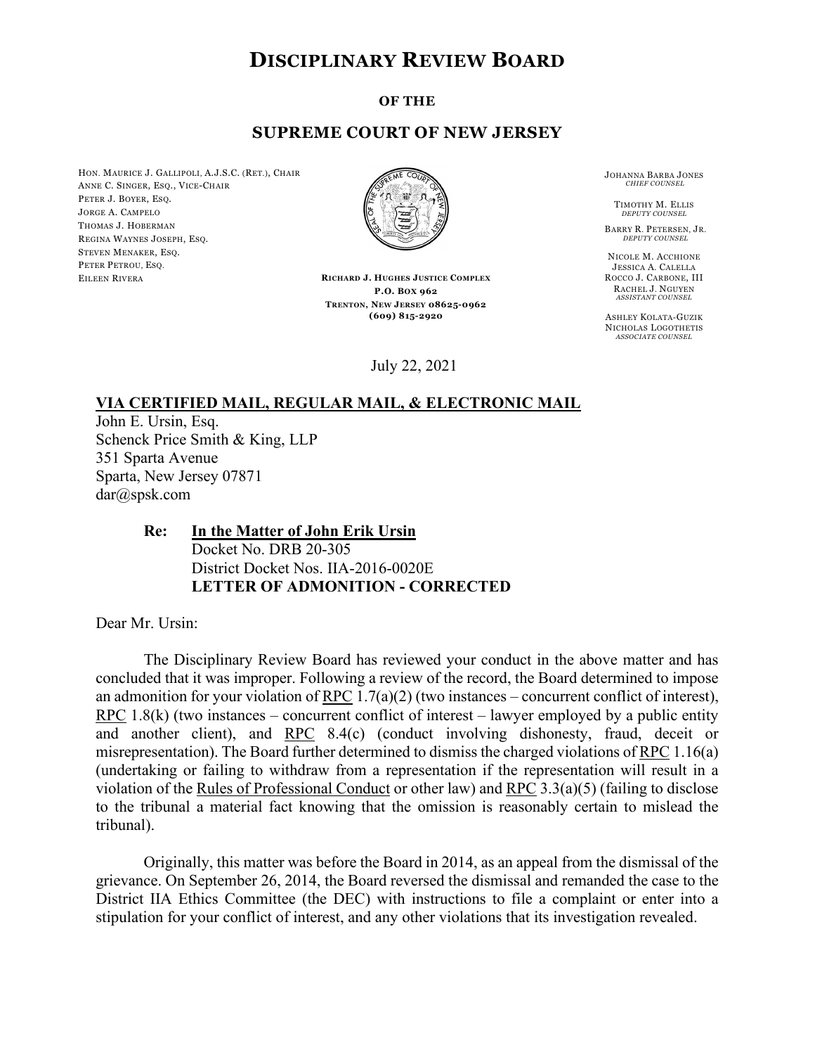# DISCIPLINARY REVIEW BOARD

**OF THE**

**SUPREME COURT OF NEW JERSEY**

HON. MAURICE J. GALLIPOLI, A.J.S.C. (RET.), CHAIR
ANNE C. SINGER, ESQ., VICE-CHAIR
PETER J. BOYER, ESQ.
JORGE A. CAMPELO
THOMAS J. HOBERMAN
REGINA WAYNES JOSEPH, ESQ.
STEVEN MENAKER, ESQ.
PETER PETROU, ESQ.
EILEEN RIVERA

**RICHARD J. HUGHES JUSTICE COMPLEX**
**P.O. BOX 962**
**TRENTON, NEW JERSEY 08625-0962**
**(609) 815-2920**

JOHANNA BARBA JONES
*CHIEF COUNSEL*

TIMOTHY M. ELLIS
*DEPUTY COUNSEL*

BARRY R. PETERSEN, JR.
*DEPUTY COUNSEL*

NICOLE M. ACCHIONE
JESSICA A. CALELLA
ROCCO J. CARBONE, III
RACHEL J. NGUYEN
*ASSISTANT COUNSEL*

ASHLEY KOLATA-GUZIK
NICHOLAS LOGOTHETIS
*ASSOCIATE COUNSEL*

July 22, 2021

**VIA CERTIFIED MAIL, REGULAR MAIL, & ELECTRONIC MAIL**

John E. Ursin, Esq.
Schenck Price Smith & King, LLP
351 Sparta Avenue
Sparta, New Jersey 07871
dar@spsk.com

**Re: In the Matter of John Erik Ursin**
Docket No. DRB 20-305
District Docket Nos. IIA-2016-0020E
**LETTER OF ADMONITION - CORRECTED**

Dear Mr. Ursin:

The Disciplinary Review Board has reviewed your conduct in the above matter and has concluded that it was improper. Following a review of the record, the Board determined to impose an admonition for your violation of RPC 1.7(a)(2) (two instances – concurrent conflict of interest), RPC 1.8(k) (two instances – concurrent conflict of interest – lawyer employed by a public entity and another client), and RPC 8.4(c) (conduct involving dishonesty, fraud, deceit or misrepresentation). The Board further determined to dismiss the charged violations of RPC 1.16(a) (undertaking or failing to withdraw from a representation if the representation will result in a violation of the Rules of Professional Conduct or other law) and RPC 3.3(a)(5) (failing to disclose to the tribunal a material fact knowing that the omission is reasonably certain to mislead the tribunal).

Originally, this matter was before the Board in 2014, as an appeal from the dismissal of the grievance. On September 26, 2014, the Board reversed the dismissal and remanded the case to the District IIA Ethics Committee (the DEC) with instructions to file a complaint or enter into a stipulation for your conflict of interest, and any other violations that its investigation revealed.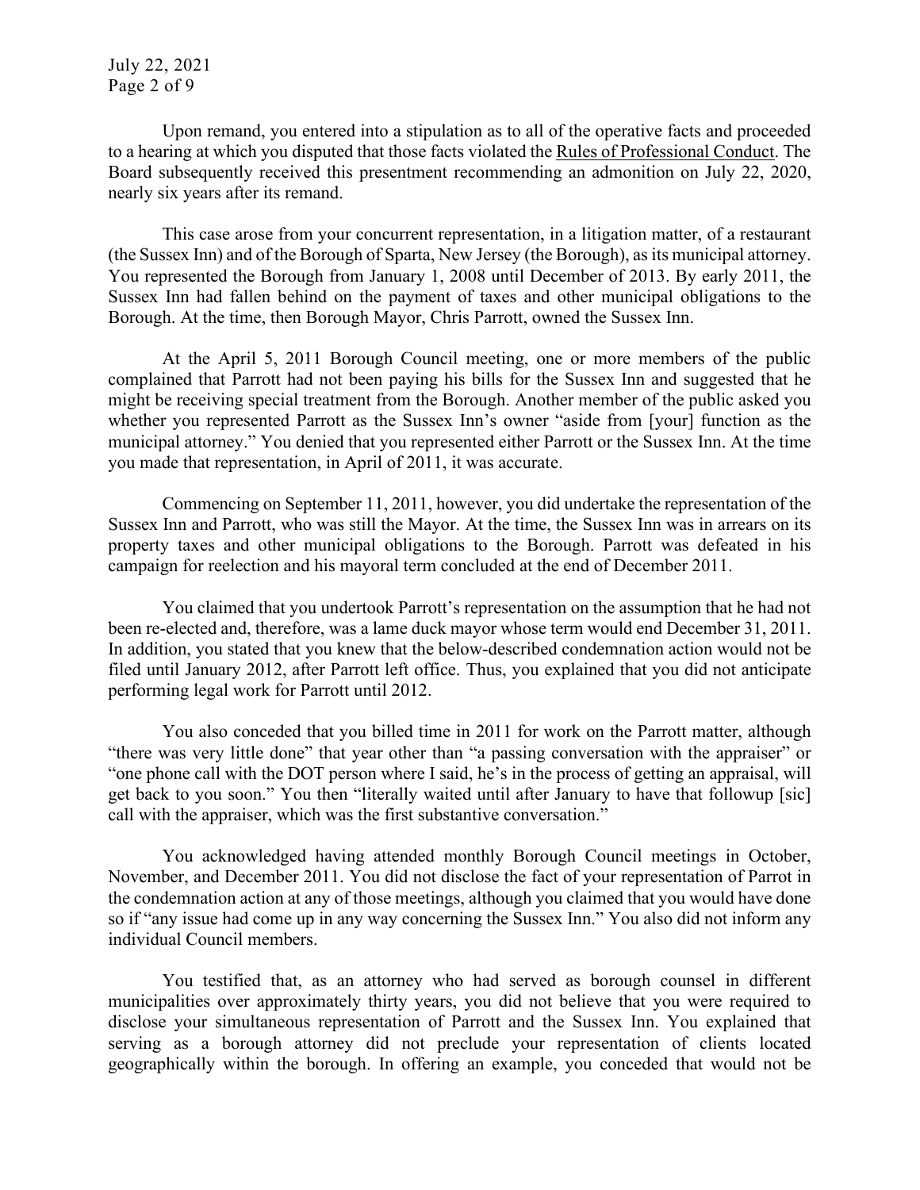Upon remand, you entered into a stipulation as to all of the operative facts and proceeded to a hearing at which you disputed that those facts violated the Rules of Professional Conduct. The Board subsequently received this presentment recommending an admonition on July 22, 2020, nearly six years after its remand.

This case arose from your concurrent representation, in a litigation matter, of a restaurant (the Sussex Inn) and of the Borough of Sparta, New Jersey (the Borough), as its municipal attorney. You represented the Borough from January 1, 2008 until December of 2013. By early 2011, the Sussex Inn had fallen behind on the payment of taxes and other municipal obligations to the Borough. At the time, then Borough Mayor, Chris Parrott, owned the Sussex Inn.

At the April 5, 2011 Borough Council meeting, one or more members of the public complained that Parrott had not been paying his bills for the Sussex Inn and suggested that he might be receiving special treatment from the Borough. Another member of the public asked you whether you represented Parrott as the Sussex Inn's owner "aside from [your] function as the municipal attorney." You denied that you represented either Parrott or the Sussex Inn. At the time you made that representation, in April of 2011, it was accurate.

Commencing on September 11, 2011, however, you did undertake the representation of the Sussex Inn and Parrott, who was still the Mayor. At the time, the Sussex Inn was in arrears on its property taxes and other municipal obligations to the Borough. Parrott was defeated in his campaign for reelection and his mayoral term concluded at the end of December 2011.

You claimed that you undertook Parrott's representation on the assumption that he had not been re-elected and, therefore, was a lame duck mayor whose term would end December 31, 2011. In addition, you stated that you knew that the below-described condemnation action would not be filed until January 2012, after Parrott left office. Thus, you explained that you did not anticipate performing legal work for Parrott until 2012.

You also conceded that you billed time in 2011 for work on the Parrott matter, although "there was very little done" that year other than "a passing conversation with the appraiser" or "one phone call with the DOT person where I said, he's in the process of getting an appraisal, will get back to you soon." You then "literally waited until after January to have that followup [sic] call with the appraiser, which was the first substantive conversation."

You acknowledged having attended monthly Borough Council meetings in October, November, and December 2011. You did not disclose the fact of your representation of Parrot in the condemnation action at any of those meetings, although you claimed that you would have done so if "any issue had come up in any way concerning the Sussex Inn." You also did not inform any individual Council members.

You testified that, as an attorney who had served as borough counsel in different municipalities over approximately thirty years, you did not believe that you were required to disclose your simultaneous representation of Parrott and the Sussex Inn. You explained that serving as a borough attorney did not preclude your representation of clients located geographically within the borough. In offering an example, you conceded that would not be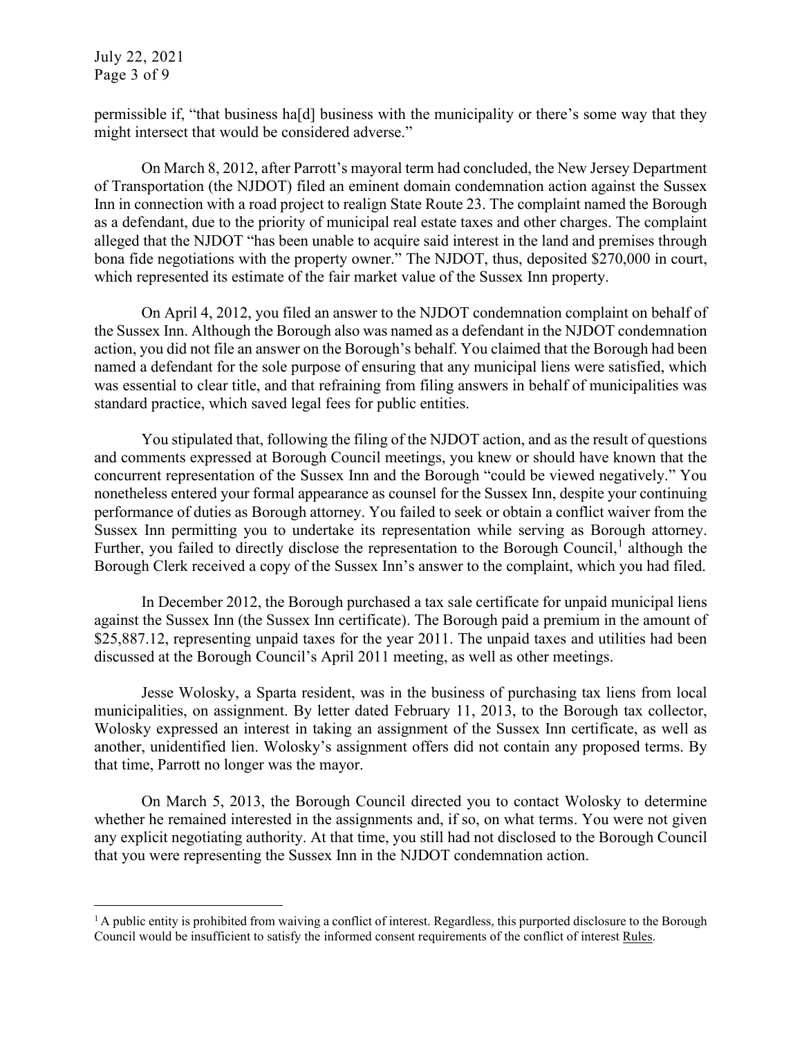permissible if, "that business ha[d] business with the municipality or there's some way that they might intersect that would be considered adverse."

On March 8, 2012, after Parrott's mayoral term had concluded, the New Jersey Department of Transportation (the NJDOT) filed an eminent domain condemnation action against the Sussex Inn in connection with a road project to realign State Route 23. The complaint named the Borough as a defendant, due to the priority of municipal real estate taxes and other charges. The complaint alleged that the NJDOT "has been unable to acquire said interest in the land and premises through bona fide negotiations with the property owner." The NJDOT, thus, deposited $270,000 in court, which represented its estimate of the fair market value of the Sussex Inn property.

On April 4, 2012, you filed an answer to the NJDOT condemnation complaint on behalf of the Sussex Inn. Although the Borough also was named as a defendant in the NJDOT condemnation action, you did not file an answer on the Borough's behalf. You claimed that the Borough had been named a defendant for the sole purpose of ensuring that any municipal liens were satisfied, which was essential to clear title, and that refraining from filing answers in behalf of municipalities was standard practice, which saved legal fees for public entities.

You stipulated that, following the filing of the NJDOT action, and as the result of questions and comments expressed at Borough Council meetings, you knew or should have known that the concurrent representation of the Sussex Inn and the Borough "could be viewed negatively." You nonetheless entered your formal appearance as counsel for the Sussex Inn, despite your continuing performance of duties as Borough attorney. You failed to seek or obtain a conflict waiver from the Sussex Inn permitting you to undertake its representation while serving as Borough attorney. Further, you failed to directly disclose the representation to the Borough Council,[1] although the Borough Clerk received a copy of the Sussex Inn's answer to the complaint, which you had filed.

In December 2012, the Borough purchased a tax sale certificate for unpaid municipal liens against the Sussex Inn (the Sussex Inn certificate). The Borough paid a premium in the amount of $25,887.12, representing unpaid taxes for the year 2011. The unpaid taxes and utilities had been discussed at the Borough Council's April 2011 meeting, as well as other meetings.

Jesse Wolosky, a Sparta resident, was in the business of purchasing tax liens from local municipalities, on assignment. By letter dated February 11, 2013, to the Borough tax collector, Wolosky expressed an interest in taking an assignment of the Sussex Inn certificate, as well as another, unidentified lien. Wolosky's assignment offers did not contain any proposed terms. By that time, Parrott no longer was the mayor.

On March 5, 2013, the Borough Council directed you to contact Wolosky to determine whether he remained interested in the assignments and, if so, on what terms. You were not given any explicit negotiating authority. At that time, you still had not disclosed to the Borough Council that you were representing the Sussex Inn in the NJDOT condemnation action.

---

[1] A public entity is prohibited from waiving a conflict of interest. Regardless, this purported disclosure to the Borough Council would be insufficient to satisfy the informed consent requirements of the conflict of interest <u>Rules</u>.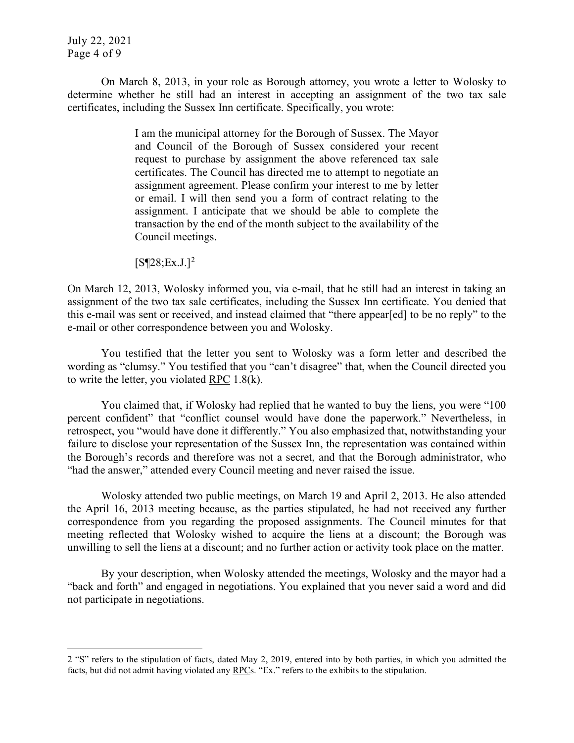On March 8, 2013, in your role as Borough attorney, you wrote a letter to Wolosky to determine whether he still had an interest in accepting an assignment of the two tax sale certificates, including the Sussex Inn certificate. Specifically, you wrote:

> I am the municipal attorney for the Borough of Sussex. The Mayor and Council of the Borough of Sussex considered your recent request to purchase by assignment the above referenced tax sale certificates. The Council has directed me to attempt to negotiate an assignment agreement. Please confirm your interest to me by letter or email. I will then send you a form of contract relating to the assignment. I anticipate that we should be able to complete the transaction by the end of the month subject to the availability of the Council meetings.
>
> [S¶28;Ex.J.][2]

On March 12, 2013, Wolosky informed you, via e-mail, that he still had an interest in taking an assignment of the two tax sale certificates, including the Sussex Inn certificate. You denied that this e-mail was sent or received, and instead claimed that "there appear[ed] to be no reply" to the e-mail or other correspondence between you and Wolosky.

You testified that the letter you sent to Wolosky was a form letter and described the wording as "clumsy." You testified that you "can't disagree" that, when the Council directed you to write the letter, you violated RPC 1.8(k).

You claimed that, if Wolosky had replied that he wanted to buy the liens, you were "100 percent confident" that "conflict counsel would have done the paperwork." Nevertheless, in retrospect, you "would have done it differently." You also emphasized that, notwithstanding your failure to disclose your representation of the Sussex Inn, the representation was contained within the Borough's records and therefore was not a secret, and that the Borough administrator, who "had the answer," attended every Council meeting and never raised the issue.

Wolosky attended two public meetings, on March 19 and April 2, 2013. He also attended the April 16, 2013 meeting because, as the parties stipulated, he had not received any further correspondence from you regarding the proposed assignments. The Council minutes for that meeting reflected that Wolosky wished to acquire the liens at a discount; the Borough was unwilling to sell the liens at a discount; and no further action or activity took place on the matter.

By your description, when Wolosky attended the meetings, Wolosky and the mayor had a "back and forth" and engaged in negotiations. You explained that you never said a word and did not participate in negotiations.

---

[2] "S" refers to the stipulation of facts, dated May 2, 2019, entered into by both parties, in which you admitted the facts, but did not admit having violated any RPCs. "Ex." refers to the exhibits to the stipulation.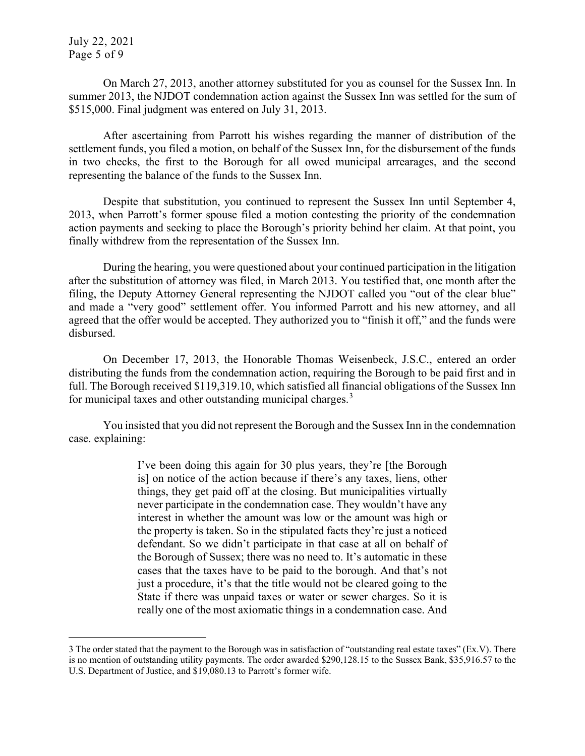On March 27, 2013, another attorney substituted for you as counsel for the Sussex Inn. In summer 2013, the NJDOT condemnation action against the Sussex Inn was settled for the sum of $515,000. Final judgment was entered on July 31, 2013.

After ascertaining from Parrott his wishes regarding the manner of distribution of the settlement funds, you filed a motion, on behalf of the Sussex Inn, for the disbursement of the funds in two checks, the first to the Borough for all owed municipal arrearages, and the second representing the balance of the funds to the Sussex Inn.

Despite that substitution, you continued to represent the Sussex Inn until September 4, 2013, when Parrott's former spouse filed a motion contesting the priority of the condemnation action payments and seeking to place the Borough's priority behind her claim. At that point, you finally withdrew from the representation of the Sussex Inn.

During the hearing, you were questioned about your continued participation in the litigation after the substitution of attorney was filed, in March 2013. You testified that, one month after the filing, the Deputy Attorney General representing the NJDOT called you "out of the clear blue" and made a "very good" settlement offer. You informed Parrott and his new attorney, and all agreed that the offer would be accepted. They authorized you to "finish it off," and the funds were disbursed.

On December 17, 2013, the Honorable Thomas Weisenbeck, J.S.C., entered an order distributing the funds from the condemnation action, requiring the Borough to be paid first and in full. The Borough received $119,319.10, which satisfied all financial obligations of the Sussex Inn for municipal taxes and other outstanding municipal charges.[3]

You insisted that you did not represent the Borough and the Sussex Inn in the condemnation case. explaining:

> I've been doing this again for 30 plus years, they're [the Borough is] on notice of the action because if there's any taxes, liens, other things, they get paid off at the closing. But municipalities virtually never participate in the condemnation case. They wouldn't have any interest in whether the amount was low or the amount was high or the property is taken. So in the stipulated facts they're just a noticed defendant. So we didn't participate in that case at all on behalf of the Borough of Sussex; there was no need to. It's automatic in these cases that the taxes have to be paid to the borough. And that's not just a procedure, it's that the title would not be cleared going to the State if there was unpaid taxes or water or sewer charges. So it is really one of the most axiomatic things in a condemnation case. And

---

3 The order stated that the payment to the Borough was in satisfaction of "outstanding real estate taxes" (Ex.V). There is no mention of outstanding utility payments. The order awarded $290,128.15 to the Sussex Bank, $35,916.57 to the U.S. Department of Justice, and $19,080.13 to Parrott's former wife.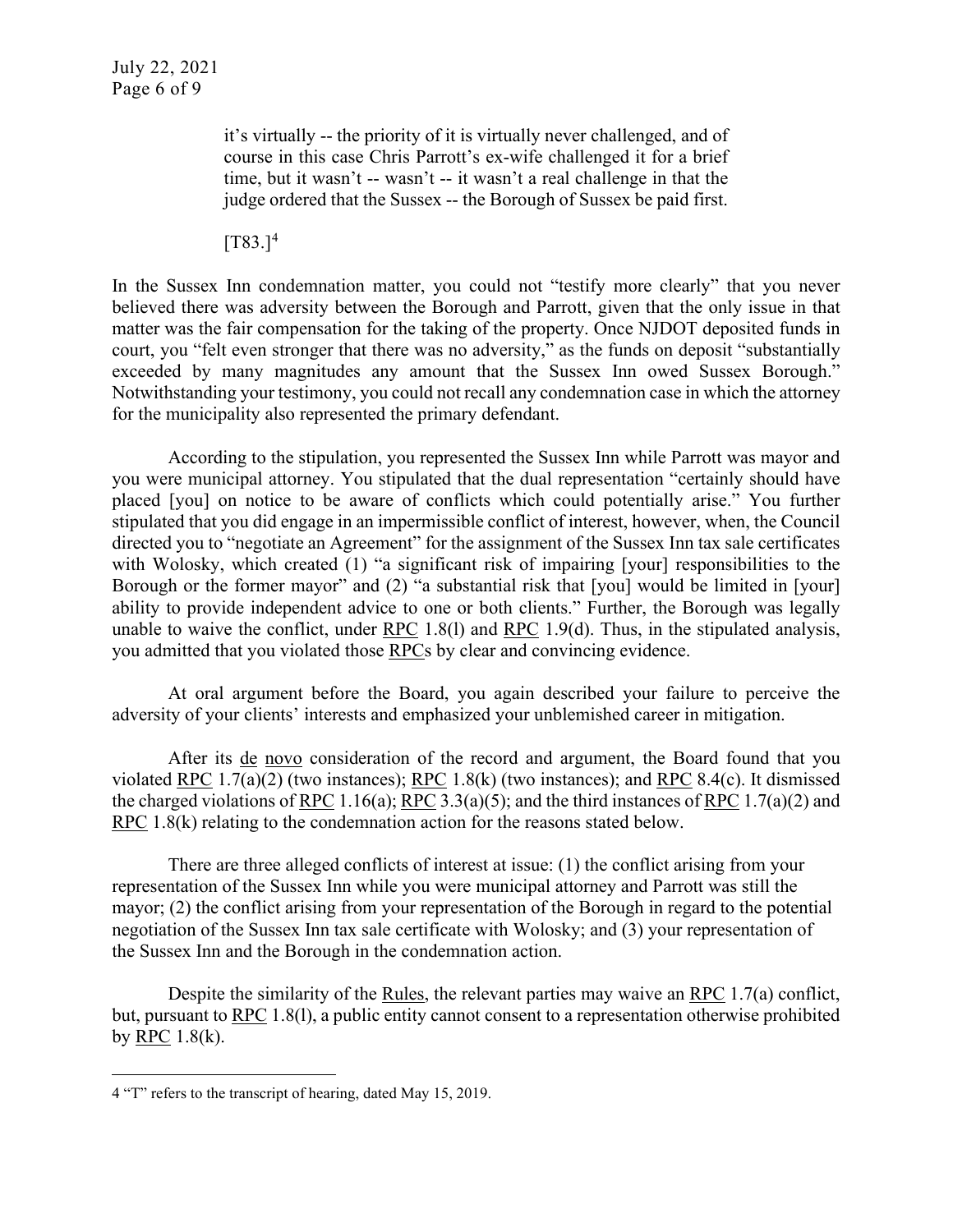> it's virtually -- the priority of it is virtually never challenged, and of course in this case Chris Parrott's ex-wife challenged it for a brief time, but it wasn't -- wasn't -- it wasn't a real challenge in that the judge ordered that the Sussex -- the Borough of Sussex be paid first.
>
> [T83.][4]

In the Sussex Inn condemnation matter, you could not "testify more clearly" that you never believed there was adversity between the Borough and Parrott, given that the only issue in that matter was the fair compensation for the taking of the property. Once NJDOT deposited funds in court, you "felt even stronger that there was no adversity," as the funds on deposit "substantially exceeded by many magnitudes any amount that the Sussex Inn owed Sussex Borough." Notwithstanding your testimony, you could not recall any condemnation case in which the attorney for the municipality also represented the primary defendant.

According to the stipulation, you represented the Sussex Inn while Parrott was mayor and you were municipal attorney. You stipulated that the dual representation "certainly should have placed [you] on notice to be aware of conflicts which could potentially arise." You further stipulated that you did engage in an impermissible conflict of interest, however, when, the Council directed you to "negotiate an Agreement" for the assignment of the Sussex Inn tax sale certificates with Wolosky, which created (1) "a significant risk of impairing [your] responsibilities to the Borough or the former mayor" and (2) "a substantial risk that [you] would be limited in [your] ability to provide independent advice to one or both clients." Further, the Borough was legally unable to waive the conflict, under RPC 1.8(l) and RPC 1.9(d). Thus, in the stipulated analysis, you admitted that you violated those RPCs by clear and convincing evidence.

At oral argument before the Board, you again described your failure to perceive the adversity of your clients' interests and emphasized your unblemished career in mitigation.

After its de novo consideration of the record and argument, the Board found that you violated RPC 1.7(a)(2) (two instances); RPC 1.8(k) (two instances); and RPC 8.4(c). It dismissed the charged violations of RPC 1.16(a); RPC 3.3(a)(5); and the third instances of RPC 1.7(a)(2) and RPC 1.8(k) relating to the condemnation action for the reasons stated below.

There are three alleged conflicts of interest at issue: (1) the conflict arising from your representation of the Sussex Inn while you were municipal attorney and Parrott was still the mayor; (2) the conflict arising from your representation of the Borough in regard to the potential negotiation of the Sussex Inn tax sale certificate with Wolosky; and (3) your representation of the Sussex Inn and the Borough in the condemnation action.

Despite the similarity of the Rules, the relevant parties may waive an RPC 1.7(a) conflict, but, pursuant to RPC 1.8(l), a public entity cannot consent to a representation otherwise prohibited by RPC 1.8(k).

---

[4] "T" refers to the transcript of hearing, dated May 15, 2019.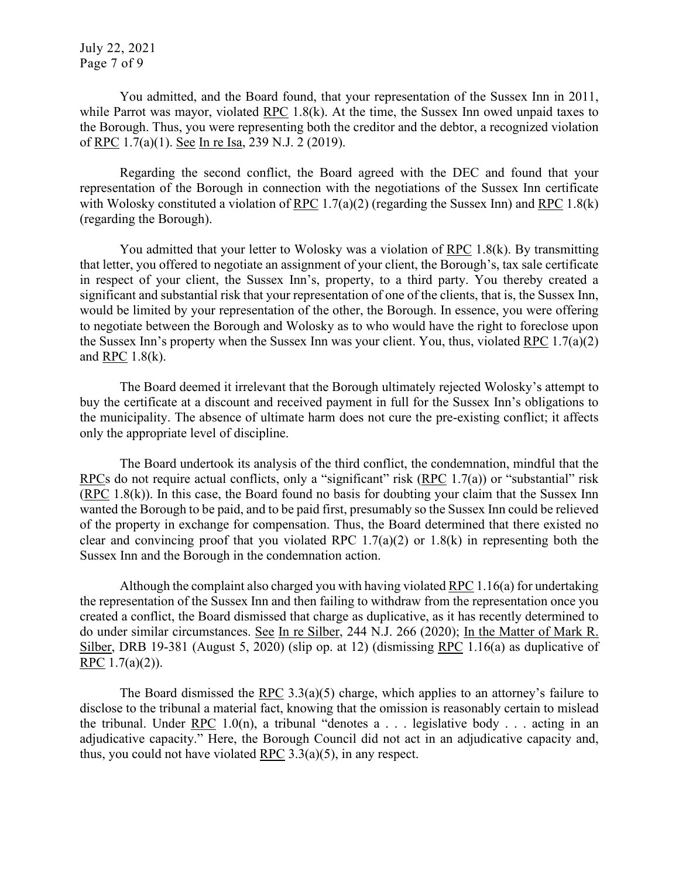You admitted, and the Board found, that your representation of the Sussex Inn in 2011, while Parrot was mayor, violated RPC 1.8(k). At the time, the Sussex Inn owed unpaid taxes to the Borough. Thus, you were representing both the creditor and the debtor, a recognized violation of RPC 1.7(a)(1). See In re Isa, 239 N.J. 2 (2019).

Regarding the second conflict, the Board agreed with the DEC and found that your representation of the Borough in connection with the negotiations of the Sussex Inn certificate with Wolosky constituted a violation of RPC 1.7(a)(2) (regarding the Sussex Inn) and RPC 1.8(k) (regarding the Borough).

You admitted that your letter to Wolosky was a violation of RPC 1.8(k). By transmitting that letter, you offered to negotiate an assignment of your client, the Borough's, tax sale certificate in respect of your client, the Sussex Inn's, property, to a third party. You thereby created a significant and substantial risk that your representation of one of the clients, that is, the Sussex Inn, would be limited by your representation of the other, the Borough. In essence, you were offering to negotiate between the Borough and Wolosky as to who would have the right to foreclose upon the Sussex Inn's property when the Sussex Inn was your client. You, thus, violated RPC 1.7(a)(2) and RPC 1.8(k).

The Board deemed it irrelevant that the Borough ultimately rejected Wolosky's attempt to buy the certificate at a discount and received payment in full for the Sussex Inn's obligations to the municipality. The absence of ultimate harm does not cure the pre-existing conflict; it affects only the appropriate level of discipline.

The Board undertook its analysis of the third conflict, the condemnation, mindful that the RPCs do not require actual conflicts, only a "significant" risk (RPC 1.7(a)) or "substantial" risk (RPC 1.8(k)). In this case, the Board found no basis for doubting your claim that the Sussex Inn wanted the Borough to be paid, and to be paid first, presumably so the Sussex Inn could be relieved of the property in exchange for compensation. Thus, the Board determined that there existed no clear and convincing proof that you violated RPC 1.7(a)(2) or 1.8(k) in representing both the Sussex Inn and the Borough in the condemnation action.

Although the complaint also charged you with having violated RPC 1.16(a) for undertaking the representation of the Sussex Inn and then failing to withdraw from the representation once you created a conflict, the Board dismissed that charge as duplicative, as it has recently determined to do under similar circumstances. See In re Silber, 244 N.J. 266 (2020); In the Matter of Mark R. Silber, DRB 19-381 (August 5, 2020) (slip op. at 12) (dismissing RPC 1.16(a) as duplicative of RPC 1.7(a)(2)).

The Board dismissed the RPC 3.3(a)(5) charge, which applies to an attorney's failure to disclose to the tribunal a material fact, knowing that the omission is reasonably certain to mislead the tribunal. Under RPC 1.0(n), a tribunal "denotes a . . . legislative body . . . acting in an adjudicative capacity." Here, the Borough Council did not act in an adjudicative capacity and, thus, you could not have violated RPC 3.3(a)(5), in any respect.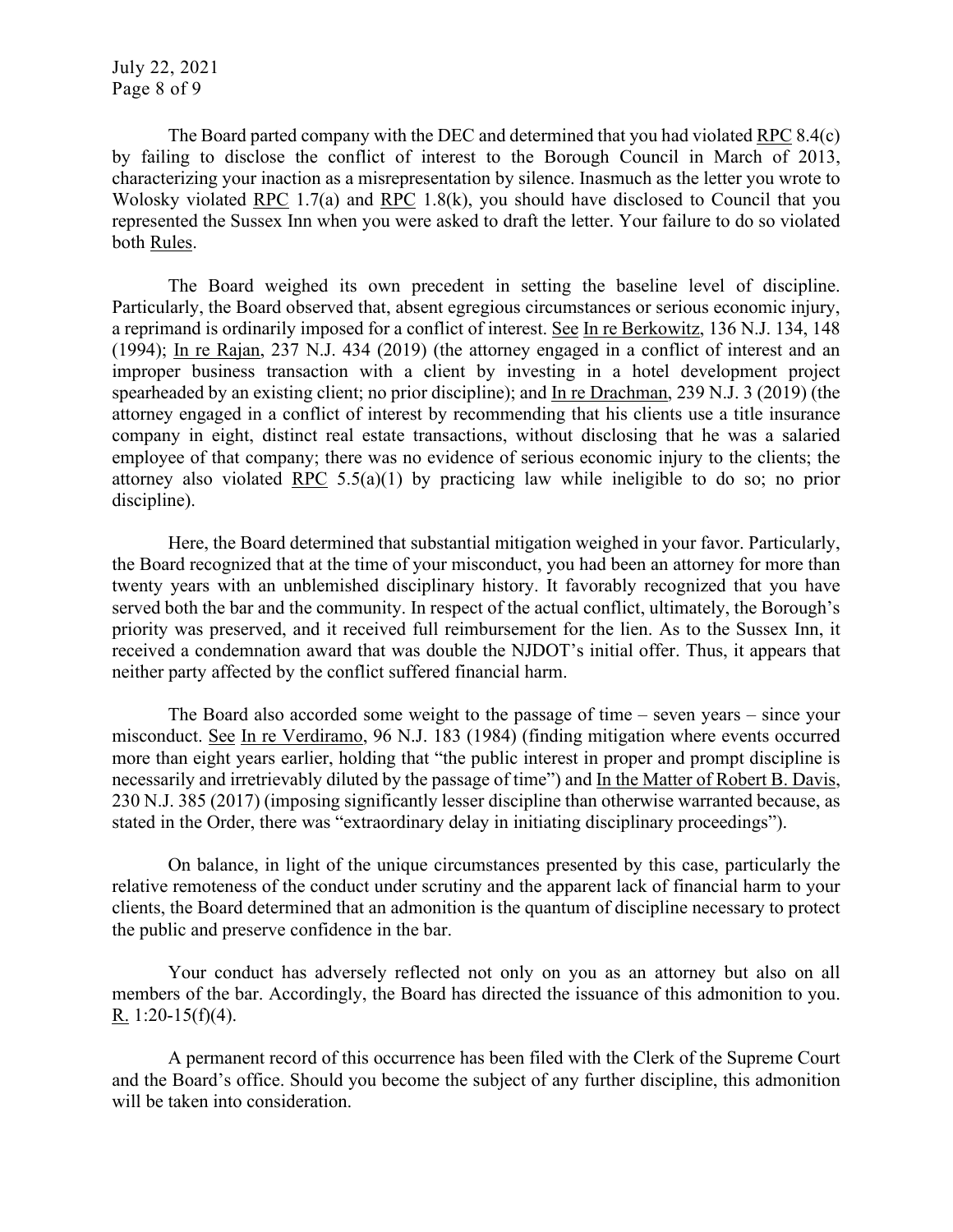The Board parted company with the DEC and determined that you had violated RPC 8.4(c) by failing to disclose the conflict of interest to the Borough Council in March of 2013, characterizing your inaction as a misrepresentation by silence. Inasmuch as the letter you wrote to Wolosky violated RPC 1.7(a) and RPC 1.8(k), you should have disclosed to Council that you represented the Sussex Inn when you were asked to draft the letter. Your failure to do so violated both Rules.

The Board weighed its own precedent in setting the baseline level of discipline. Particularly, the Board observed that, absent egregious circumstances or serious economic injury, a reprimand is ordinarily imposed for a conflict of interest. See In re Berkowitz, 136 N.J. 134, 148 (1994); In re Rajan, 237 N.J. 434 (2019) (the attorney engaged in a conflict of interest and an improper business transaction with a client by investing in a hotel development project spearheaded by an existing client; no prior discipline); and In re Drachman, 239 N.J. 3 (2019) (the attorney engaged in a conflict of interest by recommending that his clients use a title insurance company in eight, distinct real estate transactions, without disclosing that he was a salaried employee of that company; there was no evidence of serious economic injury to the clients; the attorney also violated RPC 5.5(a)(1) by practicing law while ineligible to do so; no prior discipline).

Here, the Board determined that substantial mitigation weighed in your favor. Particularly, the Board recognized that at the time of your misconduct, you had been an attorney for more than twenty years with an unblemished disciplinary history. It favorably recognized that you have served both the bar and the community. In respect of the actual conflict, ultimately, the Borough's priority was preserved, and it received full reimbursement for the lien. As to the Sussex Inn, it received a condemnation award that was double the NJDOT's initial offer. Thus, it appears that neither party affected by the conflict suffered financial harm.

The Board also accorded some weight to the passage of time – seven years – since your misconduct. See In re Verdiramo, 96 N.J. 183 (1984) (finding mitigation where events occurred more than eight years earlier, holding that "the public interest in proper and prompt discipline is necessarily and irretrievably diluted by the passage of time") and In the Matter of Robert B. Davis, 230 N.J. 385 (2017) (imposing significantly lesser discipline than otherwise warranted because, as stated in the Order, there was "extraordinary delay in initiating disciplinary proceedings").

On balance, in light of the unique circumstances presented by this case, particularly the relative remoteness of the conduct under scrutiny and the apparent lack of financial harm to your clients, the Board determined that an admonition is the quantum of discipline necessary to protect the public and preserve confidence in the bar.

Your conduct has adversely reflected not only on you as an attorney but also on all members of the bar. Accordingly, the Board has directed the issuance of this admonition to you. R. 1:20-15(f)(4).

A permanent record of this occurrence has been filed with the Clerk of the Supreme Court and the Board's office. Should you become the subject of any further discipline, this admonition will be taken into consideration.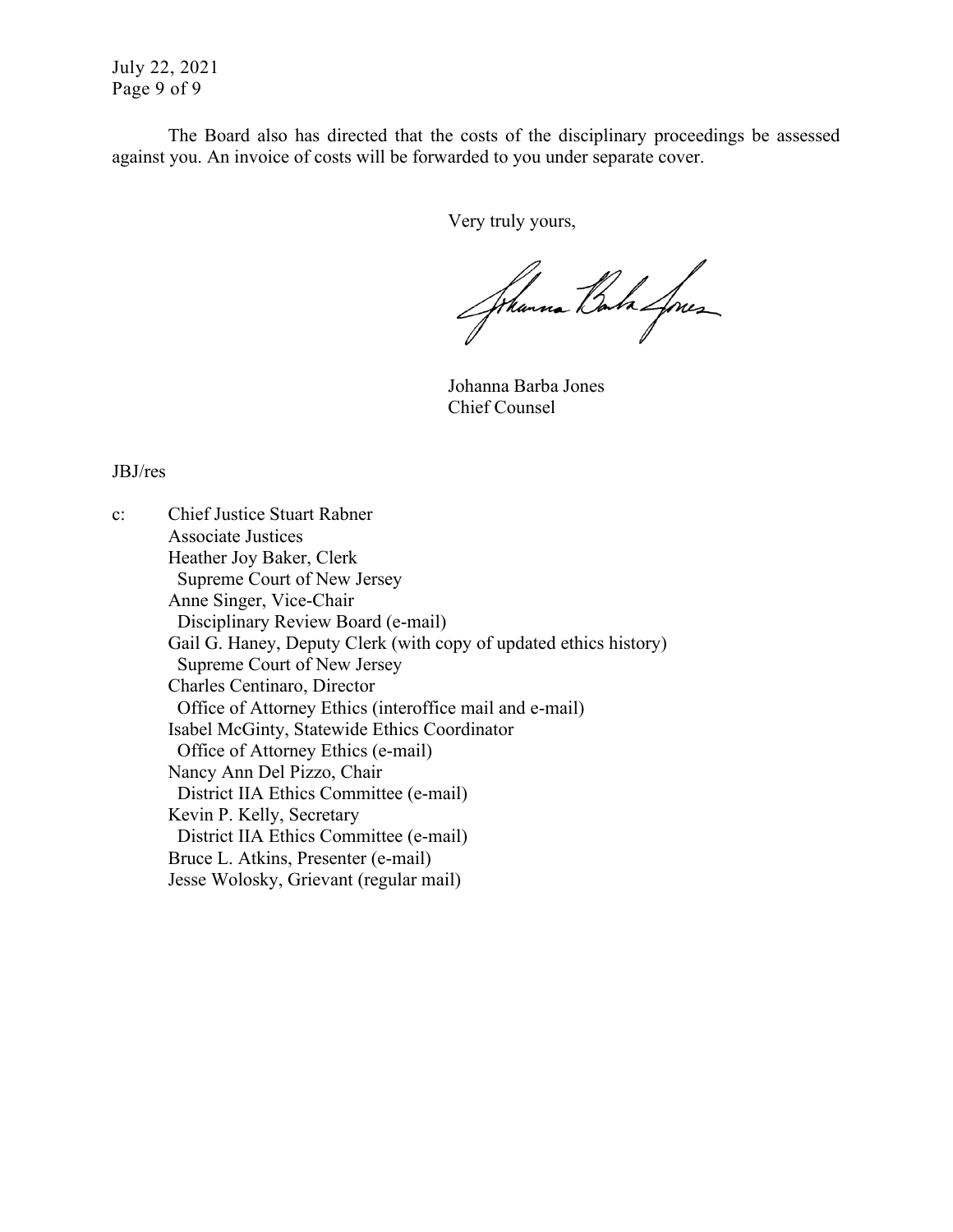The Board also has directed that the costs of the disciplinary proceedings be assessed against you. An invoice of costs will be forwarded to you under separate cover.

Very truly yours,

Johanna Barba Jones
Chief Counsel

JBJ/res

c: Chief Justice Stuart Rabner
Associate Justices
Heather Joy Baker, Clerk
Supreme Court of New Jersey
Anne Singer, Vice-Chair
Disciplinary Review Board (e-mail)
Gail G. Haney, Deputy Clerk (with copy of updated ethics history)
Supreme Court of New Jersey
Charles Centinaro, Director
Office of Attorney Ethics (interoffice mail and e-mail)
Isabel McGinty, Statewide Ethics Coordinator
Office of Attorney Ethics (e-mail)
Nancy Ann Del Pizzo, Chair
District IIA Ethics Committee (e-mail)
Kevin P. Kelly, Secretary
District IIA Ethics Committee (e-mail)
Bruce L. Atkins, Presenter (e-mail)
Jesse Wolosky, Grievant (regular mail)